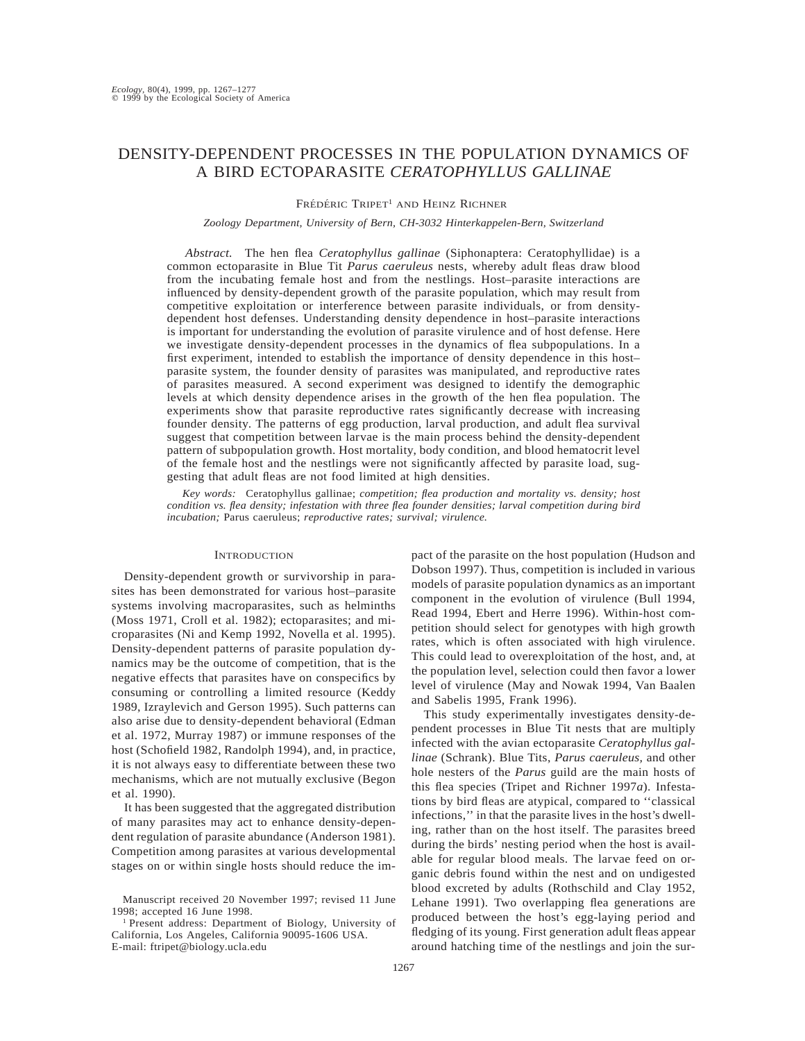# DENSITY-DEPENDENT PROCESSES IN THE POPULATION DYNAMICS OF A BIRD ECTOPARASITE *CERATOPHYLLUS GALLINAE*

FRÉDÉRIC TRIPET[1] AND HEINZ RICHNER

*Zoology Department, University of Bern, CH-3032 Hinterkappelen-Bern, Switzerland*

*Abstract.* The hen flea *Ceratophyllus gallinae* (Siphonaptera: Ceratophyllidae) is a common ectoparasite in Blue Tit *Parus caeruleus* nests, whereby adult fleas draw blood from the incubating female host and from the nestlings. Host–parasite interactions are influenced by density-dependent growth of the parasite population, which may result from competitive exploitation or interference between parasite individuals, or from density-dependent host defenses. Understanding density dependence in host–parasite interactions is important for understanding the evolution of parasite virulence and of host defense. Here we investigate density-dependent processes in the dynamics of flea subpopulations. In a first experiment, intended to establish the importance of density dependence in this host–parasite system, the founder density of parasites was manipulated, and reproductive rates of parasites measured. A second experiment was designed to identify the demographic levels at which density dependence arises in the growth of the hen flea population. The experiments show that parasite reproductive rates significantly decrease with increasing founder density. The patterns of egg production, larval production, and adult flea survival suggest that competition between larvae is the main process behind the density-dependent pattern of subpopulation growth. Host mortality, body condition, and blood hematocrit level of the female host and the nestlings were not significantly affected by parasite load, suggesting that adult fleas are not food limited at high densities.

*Key words:* Ceratophyllus gallinae; *competition; flea production and mortality vs. density; host condition vs. flea density; infestation with three flea founder densities; larval competition during bird incubation;* Parus caeruleus; *reproductive rates; survival; virulence.*

## INTRODUCTION

Density-dependent growth or survivorship in parasites has been demonstrated for various host–parasite systems involving macroparasites, such as helminths (Moss 1971, Croll et al. 1982); ectoparasites; and microparasites (Ni and Kemp 1992, Novella et al. 1995). Density-dependent patterns of parasite population dynamics may be the outcome of competition, that is the negative effects that parasites have on conspecifics by consuming or controlling a limited resource (Keddy 1989, Izraylevich and Gerson 1995). Such patterns can also arise due to density-dependent behavioral (Edman et al. 1972, Murray 1987) or immune responses of the host (Schofield 1982, Randolph 1994), and, in practice, it is not always easy to differentiate between these two mechanisms, which are not mutually exclusive (Begon et al. 1990).

It has been suggested that the aggregated distribution of many parasites may act to enhance density-dependent regulation of parasite abundance (Anderson 1981). Competition among parasites at various developmental stages on or within single hosts should reduce the impact of the parasite on the host population (Hudson and Dobson 1997). Thus, competition is included in various models of parasite population dynamics as an important component in the evolution of virulence (Bull 1994, Read 1994, Ebert and Herre 1996). Within-host competition should select for genotypes with high growth rates, which is often associated with high virulence. This could lead to overexploitation of the host, and, at the population level, selection could then favor a lower level of virulence (May and Nowak 1994, Van Baalen and Sabelis 1995, Frank 1996).

This study experimentally investigates density-dependent processes in Blue Tit nests that are multiply infected with the avian ectoparasite *Ceratophyllus gallinae* (Schrank). Blue Tits, *Parus caeruleus,* and other hole nesters of the *Parus* guild are the main hosts of this flea species (Tripet and Richner 1997*a*). Infestations by bird fleas are atypical, compared to ''classical infections,'' in that the parasite lives in the host's dwelling, rather than on the host itself. The parasites breed during the birds' nesting period when the host is available for regular blood meals. The larvae feed on organic debris found within the nest and on undigested blood excreted by adults (Rothschild and Clay 1952, Lehane 1991). Two overlapping flea generations are produced between the host's egg-laying period and fledging of its young. First generation adult fleas appear around hatching time of the nestlings and join the sur-

Manuscript received 20 November 1997; revised 11 June 1998; accepted 16 June 1998.

[1] Present address: Department of Biology, University of California, Los Angeles, California 90095-1606 USA. E-mail: ftripet@biology.ucla.edu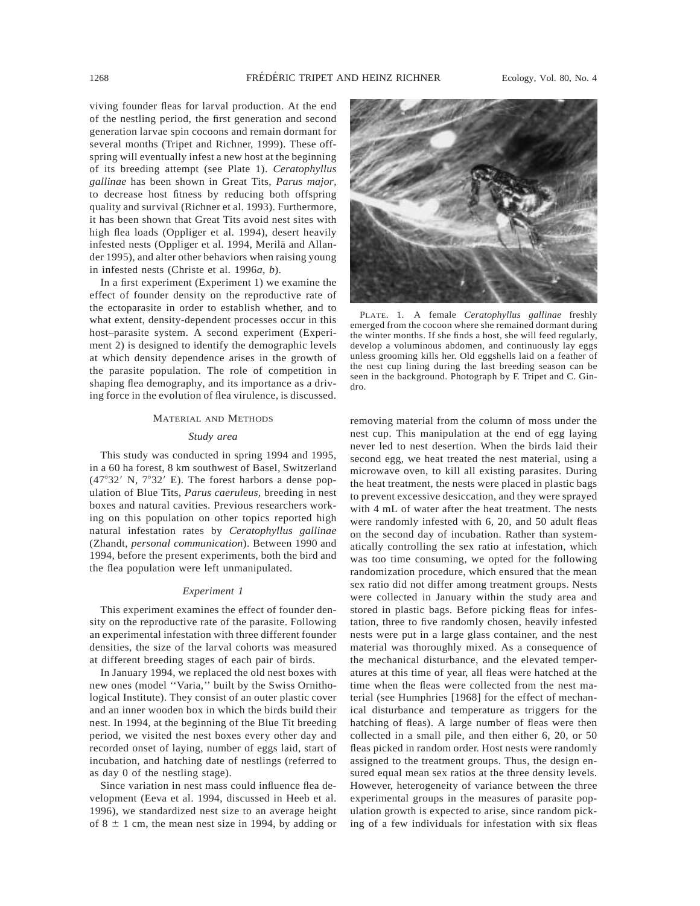viving founder fleas for larval production. At the end of the nestling period, the first generation and second generation larvae spin cocoons and remain dormant for several months (Tripet and Richner, 1999). These offspring will eventually infest a new host at the beginning of its breeding attempt (see Plate 1). *Ceratophyllus gallinae* has been shown in Great Tits, *Parus major*, to decrease host fitness by reducing both offspring quality and survival (Richner et al. 1993). Furthermore, it has been shown that Great Tits avoid nest sites with high flea loads (Oppliger et al. 1994), desert heavily infested nests (Oppliger et al. 1994, Merilä and Allander 1995), and alter other behaviors when raising young in infested nests (Christe et al. 1996*a*, *b*).

In a first experiment (Experiment 1) we examine the effect of founder density on the reproductive rate of the ectoparasite in order to establish whether, and to what extent, density-dependent processes occur in this host–parasite system. A second experiment (Experiment 2) is designed to identify the demographic levels at which density dependence arises in the growth of the parasite population. The role of competition in shaping flea demography, and its importance as a driving force in the evolution of flea virulence, is discussed.

PLATE. 1. A female *Ceratophyllus gallinae* freshly emerged from the cocoon where she remained dormant during the winter months. If she finds a host, she will feed regularly, develop a voluminous abdomen, and continuously lay eggs unless grooming kills her. Old eggshells laid on a feather of the nest cup lining during the last breeding season can be seen in the background. Photograph by F. Tripet and C. Gindro.

## MATERIAL AND METHODS

### *Study area*

This study was conducted in spring 1994 and 1995, in a 60 ha forest, 8 km southwest of Basel, Switzerland (47°32′ N, 7°32′ E). The forest harbors a dense population of Blue Tits, *Parus caeruleus*, breeding in nest boxes and natural cavities. Previous researchers working on this population on other topics reported high natural infestation rates by *Ceratophyllus gallinae* (Zhandt, *personal communication*). Between 1990 and 1994, before the present experiments, both the bird and the flea population were left unmanipulated.

### *Experiment 1*

This experiment examines the effect of founder density on the reproductive rate of the parasite. Following an experimental infestation with three different founder densities, the size of the larval cohorts was measured at different breeding stages of each pair of birds.

In January 1994, we replaced the old nest boxes with new ones (model ''Varia,'' built by the Swiss Ornithological Institute). They consist of an outer plastic cover and an inner wooden box in which the birds build their nest. In 1994, at the beginning of the Blue Tit breeding period, we visited the nest boxes every other day and recorded onset of laying, number of eggs laid, start of incubation, and hatching date of nestlings (referred to as day 0 of the nestling stage).

Since variation in nest mass could influence flea development (Eeva et al. 1994, discussed in Heeb et al. 1996), we standardized nest size to an average height of 8 ± 1 cm, the mean nest size in 1994, by adding or removing material from the column of moss under the nest cup. This manipulation at the end of egg laying never led to nest desertion. When the birds laid their second egg, we heat treated the nest material, using a microwave oven, to kill all existing parasites. During the heat treatment, the nests were placed in plastic bags to prevent excessive desiccation, and they were sprayed with 4 mL of water after the heat treatment. The nests were randomly infested with 6, 20, and 50 adult fleas on the second day of incubation. Rather than systematically controlling the sex ratio at infestation, which was too time consuming, we opted for the following randomization procedure, which ensured that the mean sex ratio did not differ among treatment groups. Nests were collected in January within the study area and stored in plastic bags. Before picking fleas for infestation, three to five randomly chosen, heavily infested nests were put in a large glass container, and the nest material was thoroughly mixed. As a consequence of the mechanical disturbance, and the elevated temperatures at this time of year, all fleas were hatched at the time when the fleas were collected from the nest material (see Humphries [1968] for the effect of mechanical disturbance and temperature as triggers for the hatching of fleas). A large number of fleas were then collected in a small pile, and then either 6, 20, or 50 fleas picked in random order. Host nests were randomly assigned to the treatment groups. Thus, the design ensured equal mean sex ratios at the three density levels. However, heterogeneity of variance between the three experimental groups in the measures of parasite population growth is expected to arise, since random picking of a few individuals for infestation with six fleas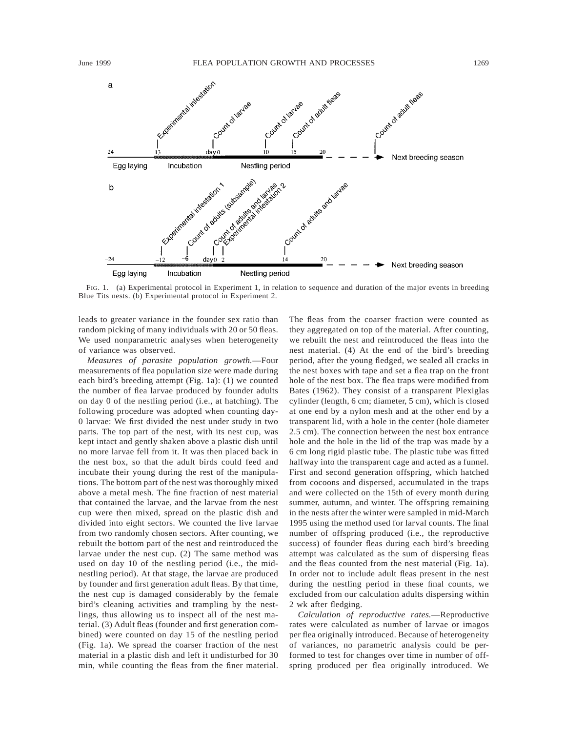FIG. 1. (a) Experimental protocol in Experiment 1, in relation to sequence and duration of the major events in breeding Blue Tits nests. (b) Experimental protocol in Experiment 2.

leads to greater variance in the founder sex ratio than random picking of many individuals with 20 or 50 fleas. We used nonparametric analyses when heterogeneity of variance was observed.

*Measures of parasite population growth.*—Four measurements of flea population size were made during each bird's breeding attempt (Fig. 1a): (1) we counted the number of flea larvae produced by founder adults on day 0 of the nestling period (i.e., at hatching). The following procedure was adopted when counting day-0 larvae: We first divided the nest under study in two parts. The top part of the nest, with its nest cup, was kept intact and gently shaken above a plastic dish until no more larvae fell from it. It was then placed back in the nest box, so that the adult birds could feed and incubate their young during the rest of the manipulations. The bottom part of the nest was thoroughly mixed above a metal mesh. The fine fraction of nest material that contained the larvae, and the larvae from the nest cup were then mixed, spread on the plastic dish and divided into eight sectors. We counted the live larvae from two randomly chosen sectors. After counting, we rebuilt the bottom part of the nest and reintroduced the larvae under the nest cup. (2) The same method was used on day 10 of the nestling period (i.e., the mid-nestling period). At that stage, the larvae are produced by founder and first generation adult fleas. By that time, the nest cup is damaged considerably by the female bird's cleaning activities and trampling by the nestlings, thus allowing us to inspect all of the nest material. (3) Adult fleas (founder and first generation combined) were counted on day 15 of the nestling period (Fig. 1a). We spread the coarser fraction of the nest material in a plastic dish and left it undisturbed for 30 min, while counting the fleas from the finer material. The fleas from the coarser fraction were counted as they aggregated on top of the material. After counting, we rebuilt the nest and reintroduced the fleas into the nest material. (4) At the end of the bird's breeding period, after the young fledged, we sealed all cracks in the nest boxes with tape and set a flea trap on the front hole of the nest box. The flea traps were modified from Bates (1962). They consist of a transparent Plexiglas cylinder (length, 6 cm; diameter, 5 cm), which is closed at one end by a nylon mesh and at the other end by a transparent lid, with a hole in the center (hole diameter 2.5 cm). The connection between the nest box entrance hole and the hole in the lid of the trap was made by a 6 cm long rigid plastic tube. The plastic tube was fitted halfway into the transparent cage and acted as a funnel. First and second generation offspring, which hatched from cocoons and dispersed, accumulated in the traps and were collected on the 15th of every month during summer, autumn, and winter. The offspring remaining in the nests after the winter were sampled in mid-March 1995 using the method used for larval counts. The final number of offspring produced (i.e., the reproductive success) of founder fleas during each bird's breeding attempt was calculated as the sum of dispersing fleas and the fleas counted from the nest material (Fig. 1a). In order not to include adult fleas present in the nest during the nestling period in these final counts, we excluded from our calculation adults dispersing within 2 wk after fledging.

*Calculation of reproductive rates.*—Reproductive rates were calculated as number of larvae or imagos per flea originally introduced. Because of heterogeneity of variances, no parametric analysis could be performed to test for changes over time in number of offspring produced per flea originally introduced. We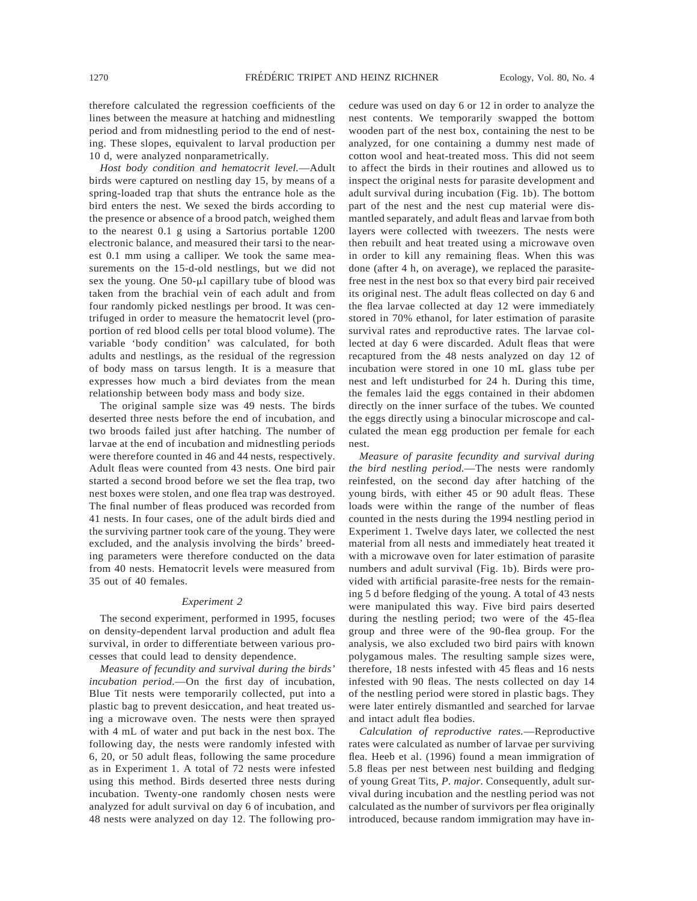therefore calculated the regression coefficients of the lines between the measure at hatching and midnestling period and from midnestling period to the end of nesting. These slopes, equivalent to larval production per 10 d, were analyzed nonparametrically.

*Host body condition and hematocrit level.*—Adult birds were captured on nestling day 15, by means of a spring-loaded trap that shuts the entrance hole as the bird enters the nest. We sexed the birds according to the presence or absence of a brood patch, weighed them to the nearest 0.1 g using a Sartorius portable 1200 electronic balance, and measured their tarsi to the nearest 0.1 mm using a calliper. We took the same measurements on the 15-d-old nestlings, but we did not sex the young. One 50-μl capillary tube of blood was taken from the brachial vein of each adult and from four randomly picked nestlings per brood. It was centrifuged in order to measure the hematocrit level (proportion of red blood cells per total blood volume). The variable 'body condition' was calculated, for both adults and nestlings, as the residual of the regression of body mass on tarsus length. It is a measure that expresses how much a bird deviates from the mean relationship between body mass and body size.

The original sample size was 49 nests. The birds deserted three nests before the end of incubation, and two broods failed just after hatching. The number of larvae at the end of incubation and midnestling periods were therefore counted in 46 and 44 nests, respectively. Adult fleas were counted from 43 nests. One bird pair started a second brood before we set the flea trap, two nest boxes were stolen, and one flea trap was destroyed. The final number of fleas produced was recorded from 41 nests. In four cases, one of the adult birds died and the surviving partner took care of the young. They were excluded, and the analysis involving the birds' breeding parameters were therefore conducted on the data from 40 nests. Hematocrit levels were measured from 35 out of 40 females.

### Experiment 2

The second experiment, performed in 1995, focuses on density-dependent larval production and adult flea survival, in order to differentiate between various processes that could lead to density dependence.

*Measure of fecundity and survival during the birds' incubation period.*—On the first day of incubation, Blue Tit nests were temporarily collected, put into a plastic bag to prevent desiccation, and heat treated using a microwave oven. The nests were then sprayed with 4 mL of water and put back in the nest box. The following day, the nests were randomly infested with 6, 20, or 50 adult fleas, following the same procedure as in Experiment 1. A total of 72 nests were infested using this method. Birds deserted three nests during incubation. Twenty-one randomly chosen nests were analyzed for adult survival on day 6 of incubation, and 48 nests were analyzed on day 12. The following procedure was used on day 6 or 12 in order to analyze the nest contents. We temporarily swapped the bottom wooden part of the nest box, containing the nest to be analyzed, for one containing a dummy nest made of cotton wool and heat-treated moss. This did not seem to affect the birds in their routines and allowed us to inspect the original nests for parasite development and adult survival during incubation (Fig. 1b). The bottom part of the nest and the nest cup material were dismantled separately, and adult fleas and larvae from both layers were collected with tweezers. The nests were then rebuilt and heat treated using a microwave oven in order to kill any remaining fleas. When this was done (after 4 h, on average), we replaced the parasite-free nest in the nest box so that every bird pair received its original nest. The adult fleas collected on day 6 and the flea larvae collected at day 12 were immediately stored in 70% ethanol, for later estimation of parasite survival rates and reproductive rates. The larvae collected at day 6 were discarded. Adult fleas that were recaptured from the 48 nests analyzed on day 12 of incubation were stored in one 10 mL glass tube per nest and left undisturbed for 24 h. During this time, the females laid the eggs contained in their abdomen directly on the inner surface of the tubes. We counted the eggs directly using a binocular microscope and calculated the mean egg production per female for each nest.

*Measure of parasite fecundity and survival during the bird nestling period.*—The nests were randomly reinfested, on the second day after hatching of the young birds, with either 45 or 90 adult fleas. These loads were within the range of the number of fleas counted in the nests during the 1994 nestling period in Experiment 1. Twelve days later, we collected the nest material from all nests and immediately heat treated it with a microwave oven for later estimation of parasite numbers and adult survival (Fig. 1b). Birds were provided with artificial parasite-free nests for the remaining 5 d before fledging of the young. A total of 43 nests were manipulated this way. Five bird pairs deserted during the nestling period; two were of the 45-flea group and three were of the 90-flea group. For the analysis, we also excluded two bird pairs with known polygamous males. The resulting sample sizes were, therefore, 18 nests infested with 45 fleas and 16 nests infested with 90 fleas. The nests collected on day 14 of the nestling period were stored in plastic bags. They were later entirely dismantled and searched for larvae and intact adult flea bodies.

*Calculation of reproductive rates.*—Reproductive rates were calculated as number of larvae per surviving flea. Heeb et al. (1996) found a mean immigration of 5.8 fleas per nest between nest building and fledging of young Great Tits, *P. major*. Consequently, adult survival during incubation and the nestling period was not calculated as the number of survivors per flea originally introduced, because random immigration may have in-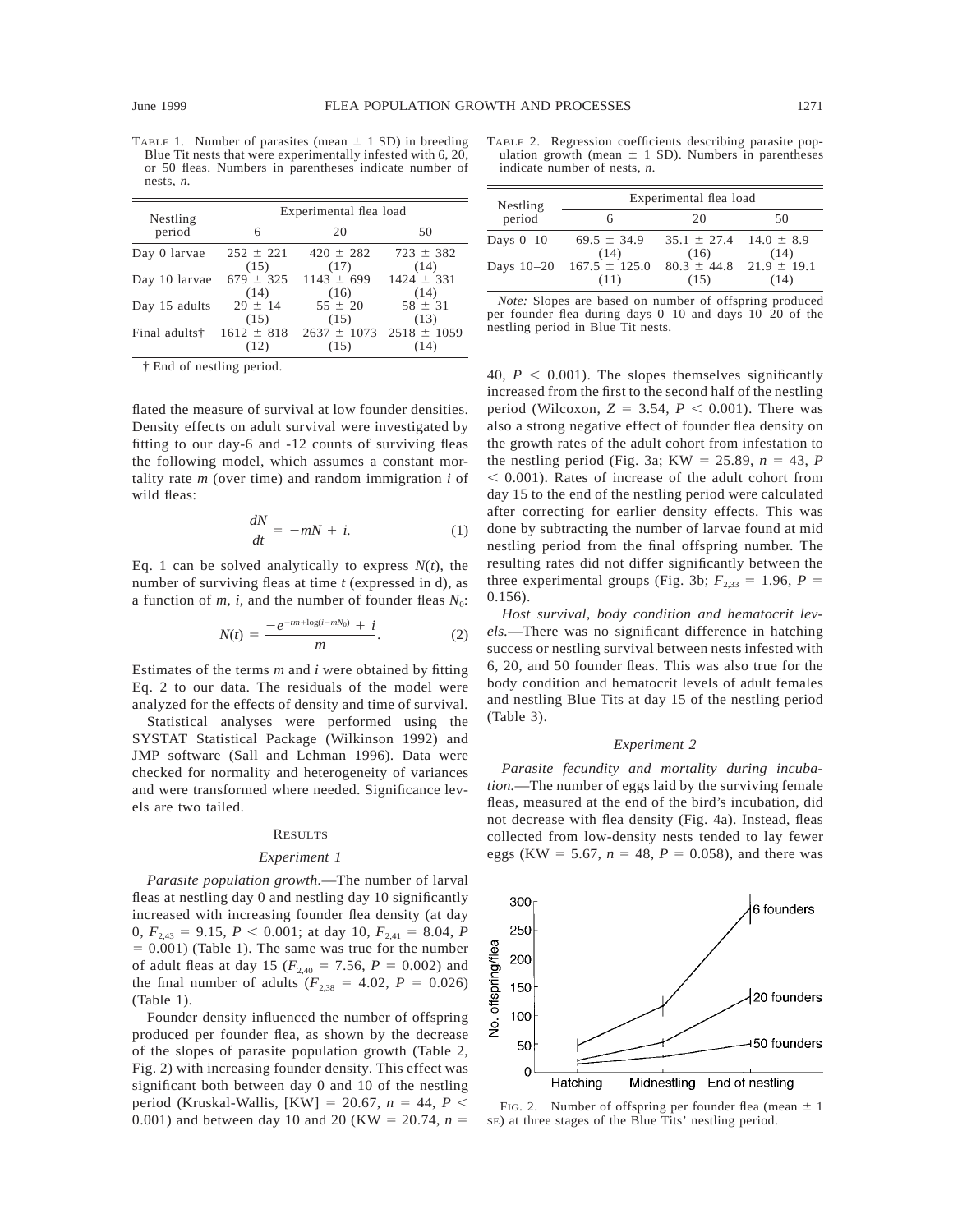TABLE 1. Number of parasites (mean ± 1 SD) in breeding Blue Tit nests that were experimentally infested with 6, 20, or 50 fleas. Numbers in parentheses indicate number of nests, $n$.

| Nestling period | Experimental flea load | | |
|---|---|---|---|
| | 6 | 20 | 50 |
| Day 0 larvae | 252 ± 221 (15) | 420 ± 282 (17) | 723 ± 382 (14) |
| Day 10 larvae | 679 ± 325 (14) | 1143 ± 699 (16) | 1424 ± 331 (14) |
| Day 15 adults | 29 ± 14 (15) | 55 ± 20 (15) | 58 ± 31 (13) |
| Final adults† | 1612 ± 818 (12) | 2637 ± 1073 (15) | 2518 ± 1059 (14) |

† End of nestling period.

flated the measure of survival at low founder densities. Density effects on adult survival were investigated by fitting to our day-6 and -12 counts of surviving fleas the following model, which assumes a constant mortality rate $m$ (over time) and random immigration $i$ of wild fleas:

$$\frac{dN}{dt} = -mN + i. \tag{1}$$

Eq. 1 can be solved analytically to express $N(t)$, the number of surviving fleas at time $t$ (expressed in d), as a function of $m$, $i$, and the number of founder fleas $N_0$:

$$N(t) = \frac{-e^{-tm+\log(i-mN_0)} + i}{m}. \tag{2}$$

Estimates of the terms $m$ and $i$ were obtained by fitting Eq. 2 to our data. The residuals of the model were analyzed for the effects of density and time of survival.

Statistical analyses were performed using the SYSTAT Statistical Package (Wilkinson 1992) and JMP software (Sall and Lehman 1996). Data were checked for normality and heterogeneity of variances and were transformed where needed. Significance levels are two tailed.

## RESULTS

### *Experiment 1*

*Parasite population growth*.—The number of larval fleas at nestling day 0 and nestling day 10 significantly increased with increasing founder flea density (at day 0, $F_{2,43} = 9.15$, $P < 0.001$; at day 10, $F_{2,41} = 8.04$, $P = 0.001$) (Table 1). The same was true for the number of adult fleas at day 15 ($F_{2,40} = 7.56$, $P = 0.002$) and the final number of adults ($F_{2,38} = 4.02$, $P = 0.026$) (Table 1).

Founder density influenced the number of offspring produced per founder flea, as shown by the decrease of the slopes of parasite population growth (Table 2, Fig. 2) with increasing founder density. This effect was significant both between day 0 and 10 of the nestling period (Kruskal-Wallis, [KW] = 20.67, $n = 44$, $P < 0.001$) and between day 10 and 20 (KW = 20.74, $n = 40$, $P < 0.001$). The slopes themselves significantly increased from the first to the second half of the nestling period (Wilcoxon, $Z = 3.54$, $P < 0.001$). There was also a strong negative effect of founder flea density on the growth rates of the adult cohort from infestation to the nestling period (Fig. 3a; KW = 25.89, $n = 43$, $P < 0.001$). Rates of increase of the adult cohort from day 15 to the end of the nestling period were calculated after correcting for earlier density effects. This was done by subtracting the number of larvae found at mid nestling period from the final offspring number. The resulting rates did not differ significantly between the three experimental groups (Fig. 3b; $F_{2,33} = 1.96$, $P = 0.156$).

TABLE 2. Regression coefficients describing parasite population growth (mean ± 1 SD). Numbers in parentheses indicate number of nests, $n$.

| Nestling period | Experimental flea load | | |
|---|---|---|---|
| | 6 | 20 | 50 |
| Days 0–10 | 69.5 ± 34.9 (14) | 35.1 ± 27.4 (16) | 14.0 ± 8.9 (14) |
| Days 10–20 | 167.5 ± 125.0 (11) | 80.3 ± 44.8 (15) | 21.9 ± 19.1 (14) |

*Note:* Slopes are based on number of offspring produced per founder flea during days 0–10 and days 10–20 of the nestling period in Blue Tit nests.

*Host survival, body condition and hematocrit levels*.—There was no significant difference in hatching success or nestling survival between nests infested with 6, 20, and 50 founder fleas. This was also true for the body condition and hematocrit levels of adult females and nestling Blue Tits at day 15 of the nestling period (Table 3).

### *Experiment 2*

*Parasite fecundity and mortality during incubation*.—The number of eggs laid by the surviving female fleas, measured at the end of the bird's incubation, did not decrease with flea density (Fig. 4a). Instead, fleas collected from low-density nests tended to lay fewer eggs (KW = 5.67, $n = 48$, $P = 0.058$), and there was

FIG. 2. Number of offspring per founder flea (mean ± 1 SE) at three stages of the Blue Tits' nestling period.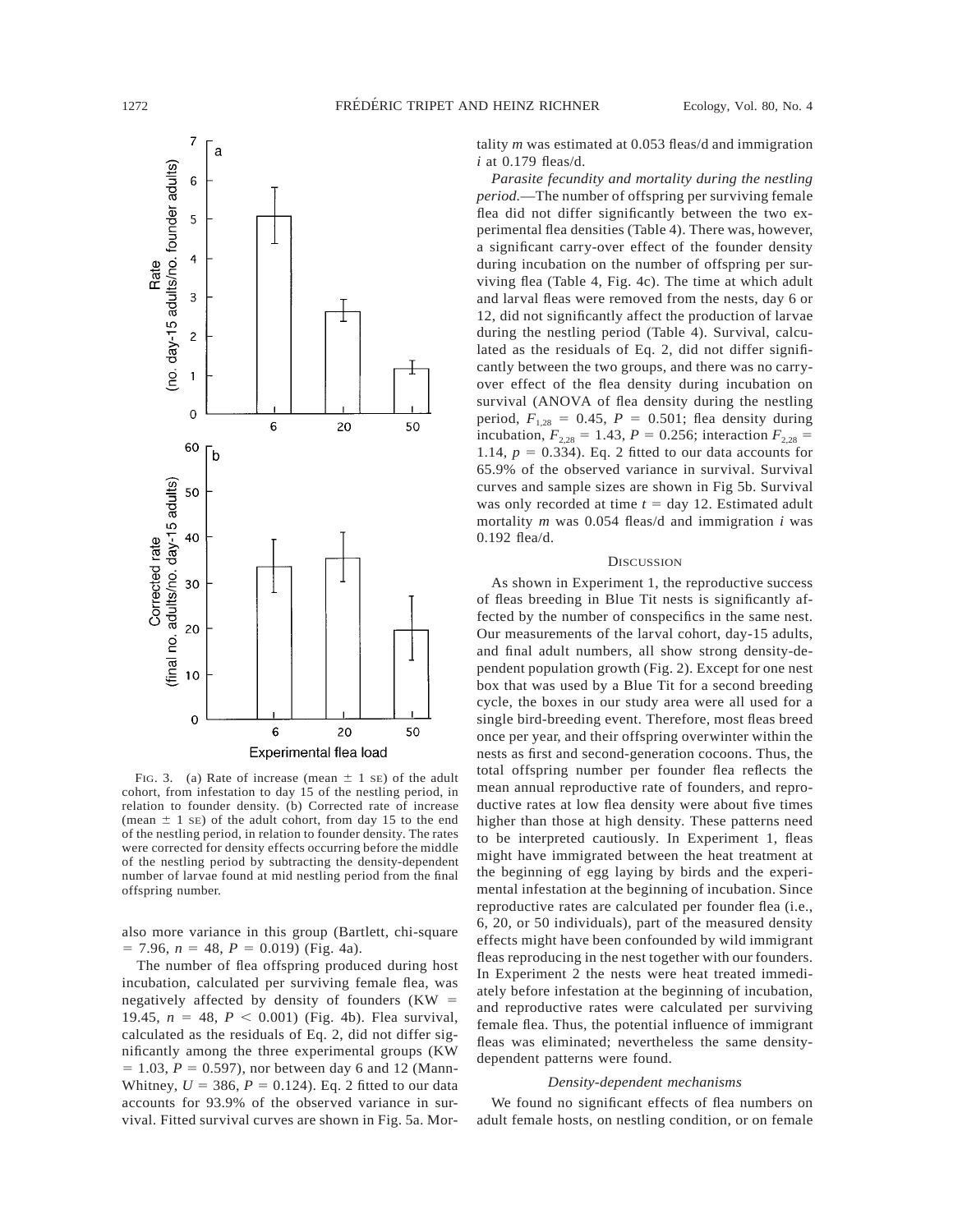FIG. 3. (a) Rate of increase (mean ± 1 SE) of the adult cohort, from infestation to day 15 of the nestling period, in relation to founder density. (b) Corrected rate of increase (mean ± 1 SE) of the adult cohort, from day 15 to the end of the nestling period, in relation to founder density. The rates were corrected for density effects occurring before the middle of the nestling period by subtracting the density-dependent number of larvae found at mid nestling period from the final offspring number.

also more variance in this group (Bartlett, chi-square = 7.96, $n$ = 48, $P$ = 0.019) (Fig. 4a).

The number of flea offspring produced during host incubation, calculated per surviving female flea, was negatively affected by density of founders (KW = 19.45, $n$ = 48, $P$ < 0.001) (Fig. 4b). Flea survival, calculated as the residuals of Eq. 2, did not differ significantly among the three experimental groups (KW = 1.03, $P$ = 0.597), nor between day 6 and 12 (Mann-Whitney, $U$ = 386, $P$ = 0.124). Eq. 2 fitted to our data accounts for 93.9% of the observed variance in survival. Fitted survival curves are shown in Fig. 5a. Mortality $m$ was estimated at 0.053 fleas/d and immigration $i$ at 0.179 fleas/d.

*Parasite fecundity and mortality during the nestling period.*—The number of offspring per surviving female flea did not differ significantly between the two experimental flea densities (Table 4). There was, however, a significant carry-over effect of the founder density during incubation on the number of offspring per surviving flea (Table 4, Fig. 4c). The time at which adult and larval fleas were removed from the nests, day 6 or 12, did not significantly affect the production of larvae during the nestling period (Table 4). Survival, calculated as the residuals of Eq. 2, did not differ significantly between the two groups, and there was no carry-over effect of the flea density during incubation on survival (ANOVA of flea density during the nestling period, $F_{1,28}$ = 0.45, $P$ = 0.501; flea density during incubation, $F_{2,28}$ = 1.43, $P$ = 0.256; interaction $F_{2,28}$ = 1.14, $p$ = 0.334). Eq. 2 fitted to our data accounts for 65.9% of the observed variance in survival. Survival curves and sample sizes are shown in Fig 5b. Survival was only recorded at time $t$ = day 12. Estimated adult mortality $m$ was 0.054 fleas/d and immigration $i$ was 0.192 flea/d.

## DISCUSSION

As shown in Experiment 1, the reproductive success of fleas breeding in Blue Tit nests is significantly affected by the number of conspecifics in the same nest. Our measurements of the larval cohort, day-15 adults, and final adult numbers, all show strong density-dependent population growth (Fig. 2). Except for one nest box that was used by a Blue Tit for a second breeding cycle, the boxes in our study area were all used for a single bird-breeding event. Therefore, most fleas breed once per year, and their offspring overwinter within the nests as first and second-generation cocoons. Thus, the total offspring number per founder flea reflects the mean annual reproductive rate of founders, and reproductive rates at low flea density were about five times higher than those at high density. These patterns need to be interpreted cautiously. In Experiment 1, fleas might have immigrated between the heat treatment at the beginning of egg laying by birds and the experimental infestation at the beginning of incubation. Since reproductive rates are calculated per founder flea (i.e., 6, 20, or 50 individuals), part of the measured density effects might have been confounded by wild immigrant fleas reproducing in the nest together with our founders. In Experiment 2 the nests were heat treated immediately before infestation at the beginning of incubation, and reproductive rates were calculated per surviving female flea. Thus, the potential influence of immigrant fleas was eliminated; nevertheless the same density-dependent patterns were found.

### *Density-dependent mechanisms*

We found no significant effects of flea numbers on adult female hosts, on nestling condition, or on female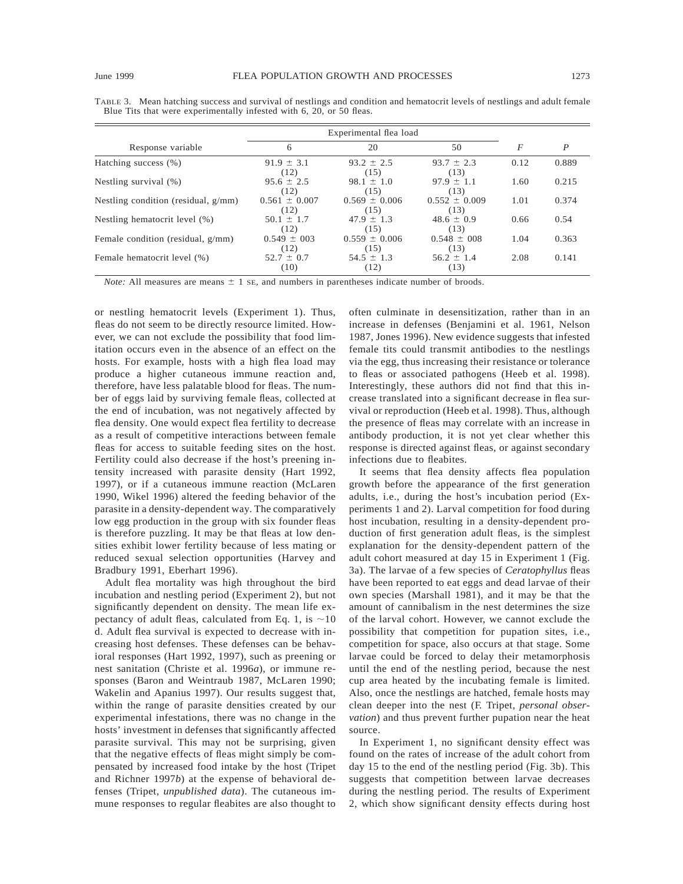TABLE 3. Mean hatching success and survival of nestlings and condition and hematocrit levels of nestlings and adult female Blue Tits that were experimentally infested with 6, 20, or 50 fleas.

| Response variable | Experimental flea load | | | $F$ | $P$ |
|---|---|---|---|---|---|
| | 6 | 20 | 50 | | |
| Hatching success (%) | 91.9 ± 3.1 (12) | 93.2 ± 2.5 (15) | 93.7 ± 2.3 (13) | 0.12 | 0.889 |
| Nestling survival (%) | 95.6 ± 2.5 (12) | 98.1 ± 1.0 (15) | 97.9 ± 1.1 (13) | 1.60 | 0.215 |
| Nestling condition (residual, g/mm) | 0.561 ± 0.007 (12) | 0.569 ± 0.006 (15) | 0.552 ± 0.009 (13) | 1.01 | 0.374 |
| Nestling hematocrit level (%) | 50.1 ± 1.7 (12) | 47.9 ± 1.3 (15) | 48.6 ± 0.9 (13) | 0.66 | 0.54 |
| Female condition (residual, g/mm) | 0.549 ± 003 (12) | 0.559 ± 0.006 (15) | 0.548 ± 008 (13) | 1.04 | 0.363 |
| Female hematocrit level (%) | 52.7 ± 0.7 (10) | 54.5 ± 1.3 (12) | 56.2 ± 1.4 (13) | 2.08 | 0.141 |

*Note:* All measures are means ± 1 SE, and numbers in parentheses indicate number of broods.

or nestling hematocrit levels (Experiment 1). Thus, fleas do not seem to be directly resource limited. However, we can not exclude the possibility that food limitation occurs even in the absence of an effect on the hosts. For example, hosts with a high flea load may produce a higher cutaneous immune reaction and, therefore, have less palatable blood for fleas. The number of eggs laid by surviving female fleas, collected at the end of incubation, was not negatively affected by flea density. One would expect flea fertility to decrease as a result of competitive interactions between female fleas for access to suitable feeding sites on the host. Fertility could also decrease if the host's preening intensity increased with parasite density (Hart 1992, 1997), or if a cutaneous immune reaction (McLaren 1990, Wikel 1996) altered the feeding behavior of the parasite in a density-dependent way. The comparatively low egg production in the group with six founder fleas is therefore puzzling. It may be that fleas at low densities exhibit lower fertility because of less mating or reduced sexual selection opportunities (Harvey and Bradbury 1991, Eberhart 1996).

Adult flea mortality was high throughout the bird incubation and nestling period (Experiment 2), but not significantly dependent on density. The mean life expectancy of adult fleas, calculated from Eq. 1, is ~10 d. Adult flea survival is expected to decrease with increasing host defenses. These defenses can be behavioral responses (Hart 1992, 1997), such as preening or nest sanitation (Christe et al. 1996*a*), or immune responses (Baron and Weintraub 1987, McLaren 1990; Wakelin and Apanius 1997). Our results suggest that, within the range of parasite densities created by our experimental infestations, there was no change in the hosts' investment in defenses that significantly affected parasite survival. This may not be surprising, given that the negative effects of fleas might simply be compensated by increased food intake by the host (Tripet and Richner 1997*b*) at the expense of behavioral defenses (Tripet, *unpublished data*). The cutaneous immune responses to regular fleabites are also thought to often culminate in desensitization, rather than in an increase in defenses (Benjamini et al. 1961, Nelson 1987, Jones 1996). New evidence suggests that infested female tits could transmit antibodies to the nestlings via the egg, thus increasing their resistance or tolerance to fleas or associated pathogens (Heeb et al. 1998). Interestingly, these authors did not find that this increase translated into a significant decrease in flea survival or reproduction (Heeb et al. 1998). Thus, although the presence of fleas may correlate with an increase in antibody production, it is not yet clear whether this response is directed against fleas, or against secondary infections due to fleabites.

It seems that flea density affects flea population growth before the appearance of the first generation adults, i.e., during the host's incubation period (Experiments 1 and 2). Larval competition for food during host incubation, resulting in a density-dependent production of first generation adult fleas, is the simplest explanation for the density-dependent pattern of the adult cohort measured at day 15 in Experiment 1 (Fig. 3a). The larvae of a few species of *Ceratophyllus* fleas have been reported to eat eggs and dead larvae of their own species (Marshall 1981), and it may be that the amount of cannibalism in the nest determines the size of the larval cohort. However, we cannot exclude the possibility that competition for pupation sites, i.e., competition for space, also occurs at that stage. Some larvae could be forced to delay their metamorphosis until the end of the nestling period, because the nest cup area heated by the incubating female is limited. Also, once the nestlings are hatched, female hosts may clean deeper into the nest (F. Tripet, *personal observation*) and thus prevent further pupation near the heat source.

In Experiment 1, no significant density effect was found on the rates of increase of the adult cohort from day 15 to the end of the nestling period (Fig. 3b). This suggests that competition between larvae decreases during the nestling period. The results of Experiment 2, which show significant density effects during host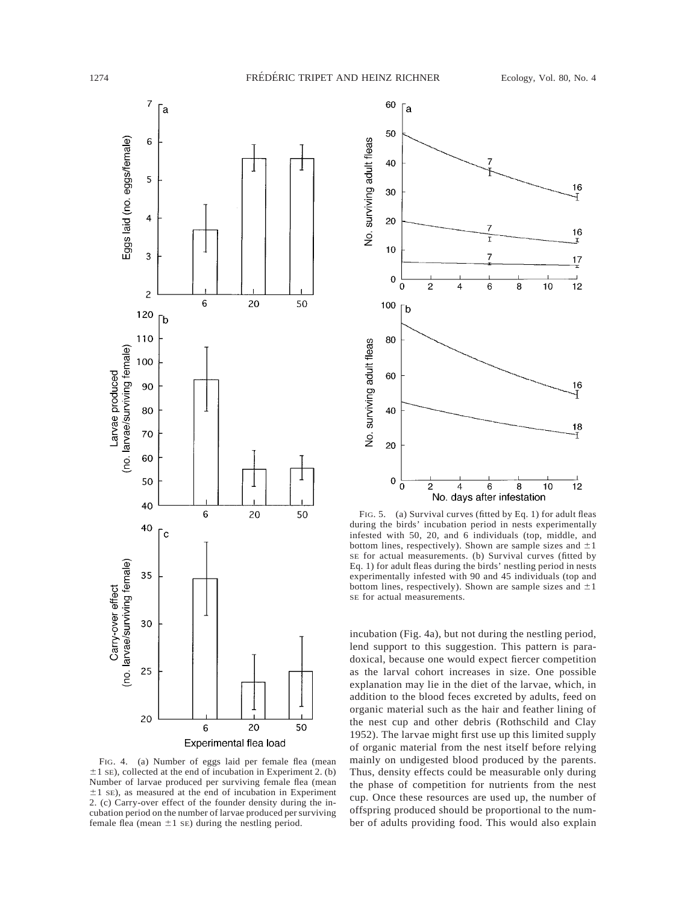FIG. 4. (a) Number of eggs laid per female flea (mean $\pm 1$ SE), collected at the end of incubation in Experiment 2. (b) Number of larvae produced per surviving female flea (mean $\pm 1$ SE), as measured at the end of incubation in Experiment 2. (c) Carry-over effect of the founder density during the incubation period on the number of larvae produced per surviving female flea (mean $\pm 1$ SE) during the nestling period.

FIG. 5. (a) Survival curves (fitted by Eq. 1) for adult fleas during the birds' incubation period in nests experimentally infested with 50, 20, and 6 individuals (top, middle, and bottom lines, respectively). Shown are sample sizes and $\pm 1$ SE for actual measurements. (b) Survival curves (fitted by Eq. 1) for adult fleas during the birds' nestling period in nests experimentally infested with 90 and 45 individuals (top and bottom lines, respectively). Shown are sample sizes and $\pm 1$ SE for actual measurements.

incubation (Fig. 4a), but not during the nestling period, lend support to this suggestion. This pattern is paradoxical, because one would expect fiercer competition as the larval cohort increases in size. One possible explanation may lie in the diet of the larvae, which, in addition to the blood feces excreted by adults, feed on organic material such as the hair and feather lining of the nest cup and other debris (Rothschild and Clay 1952). The larvae might first use up this limited supply of organic material from the nest itself before relying mainly on undigested blood produced by the parents. Thus, density effects could be measurable only during the phase of competition for nutrients from the nest cup. Once these resources are used up, the number of offspring produced should be proportional to the number of adults providing food. This would also explain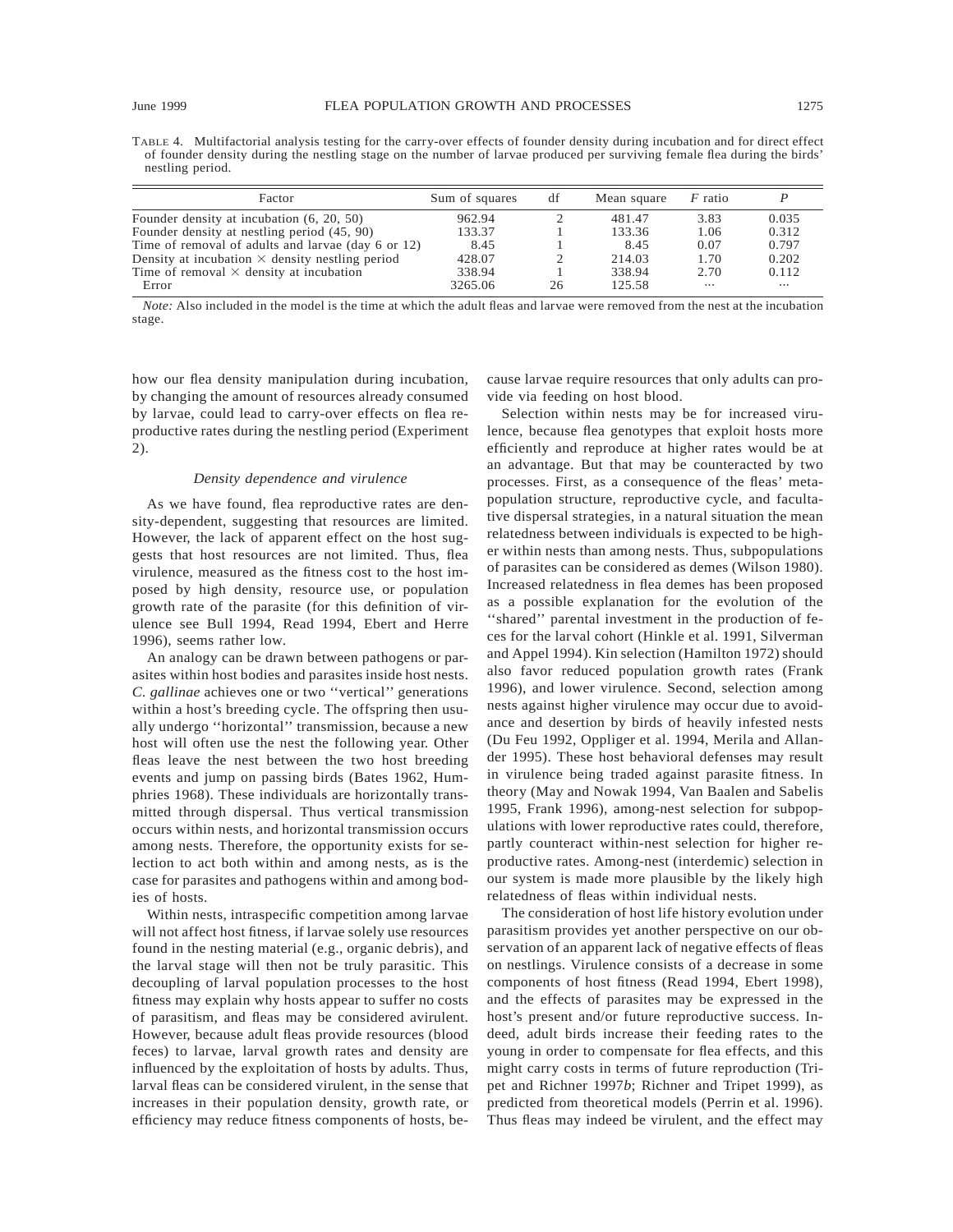TABLE 4. Multifactorial analysis testing for the carry-over effects of founder density during incubation and for direct effect of founder density during the nestling stage on the number of larvae produced per surviving female flea during the birds' nestling period.

| Factor | Sum of squares | df | Mean square | *F* ratio | *P* |
|---|---|---|---|---|---|
| Founder density at incubation (6, 20, 50) | 962.94 | 2 | 481.47 | 3.83 | 0.035 |
| Founder density at nestling period (45, 90) | 133.37 | 1 | 133.36 | 1.06 | 0.312 |
| Time of removal of adults and larvae (day 6 or 12) | 8.45 | 1 | 8.45 | 0.07 | 0.797 |
| Density at incubation × density nestling period | 428.07 | 2 | 214.03 | 1.70 | 0.202 |
| Time of removal × density at incubation | 338.94 | 1 | 338.94 | 2.70 | 0.112 |
| Error | 3265.06 | 26 | 125.58 | ··· | ··· |

*Note:* Also included in the model is the time at which the adult fleas and larvae were removed from the nest at the incubation stage.

how our flea density manipulation during incubation, by changing the amount of resources already consumed by larvae, could lead to carry-over effects on flea reproductive rates during the nestling period (Experiment 2).

### *Density dependence and virulence*

As we have found, flea reproductive rates are density-dependent, suggesting that resources are limited. However, the lack of apparent effect on the host suggests that host resources are not limited. Thus, flea virulence, measured as the fitness cost to the host imposed by high density, resource use, or population growth rate of the parasite (for this definition of virulence see Bull 1994, Read 1994, Ebert and Herre 1996), seems rather low.

An analogy can be drawn between pathogens or parasites within host bodies and parasites inside host nests. *C. gallinae* achieves one or two ''vertical'' generations within a host's breeding cycle. The offspring then usually undergo ''horizontal'' transmission, because a new host will often use the nest the following year. Other fleas leave the nest between the two host breeding events and jump on passing birds (Bates 1962, Humphries 1968). These individuals are horizontally transmitted through dispersal. Thus vertical transmission occurs within nests, and horizontal transmission occurs among nests. Therefore, the opportunity exists for selection to act both within and among nests, as is the case for parasites and pathogens within and among bodies of hosts.

Within nests, intraspecific competition among larvae will not affect host fitness, if larvae solely use resources found in the nesting material (e.g., organic debris), and the larval stage will then not be truly parasitic. This decoupling of larval population processes to the host fitness may explain why hosts appear to suffer no costs of parasitism, and fleas may be considered avirulent. However, because adult fleas provide resources (blood feces) to larvae, larval growth rates and density are influenced by the exploitation of hosts by adults. Thus, larval fleas can be considered virulent, in the sense that increases in their population density, growth rate, or efficiency may reduce fitness components of hosts, because larvae require resources that only adults can provide via feeding on host blood.

Selection within nests may be for increased virulence, because flea genotypes that exploit hosts more efficiently and reproduce at higher rates would be at an advantage. But that may be counteracted by two processes. First, as a consequence of the fleas' metapopulation structure, reproductive cycle, and facultative dispersal strategies, in a natural situation the mean relatedness between individuals is expected to be higher within nests than among nests. Thus, subpopulations of parasites can be considered as demes (Wilson 1980). Increased relatedness in flea demes has been proposed as a possible explanation for the evolution of the ''shared'' parental investment in the production of feces for the larval cohort (Hinkle et al. 1991, Silverman and Appel 1994). Kin selection (Hamilton 1972) should also favor reduced population growth rates (Frank 1996), and lower virulence. Second, selection among nests against higher virulence may occur due to avoidance and desertion by birds of heavily infested nests (Du Feu 1992, Oppliger et al. 1994, Merila and Allander 1995). These host behavioral defenses may result in virulence being traded against parasite fitness. In theory (May and Nowak 1994, Van Baalen and Sabelis 1995, Frank 1996), among-nest selection for subpopulations with lower reproductive rates could, therefore, partly counteract within-nest selection for higher reproductive rates. Among-nest (interdemic) selection in our system is made more plausible by the likely high relatedness of fleas within individual nests.

The consideration of host life history evolution under parasitism provides yet another perspective on our observation of an apparent lack of negative effects of fleas on nestlings. Virulence consists of a decrease in some components of host fitness (Read 1994, Ebert 1998), and the effects of parasites may be expressed in the host's present and/or future reproductive success. Indeed, adult birds increase their feeding rates to the young in order to compensate for flea effects, and this might carry costs in terms of future reproduction (Tripet and Richner 1997*b*; Richner and Tripet 1999), as predicted from theoretical models (Perrin et al. 1996). Thus fleas may indeed be virulent, and the effect may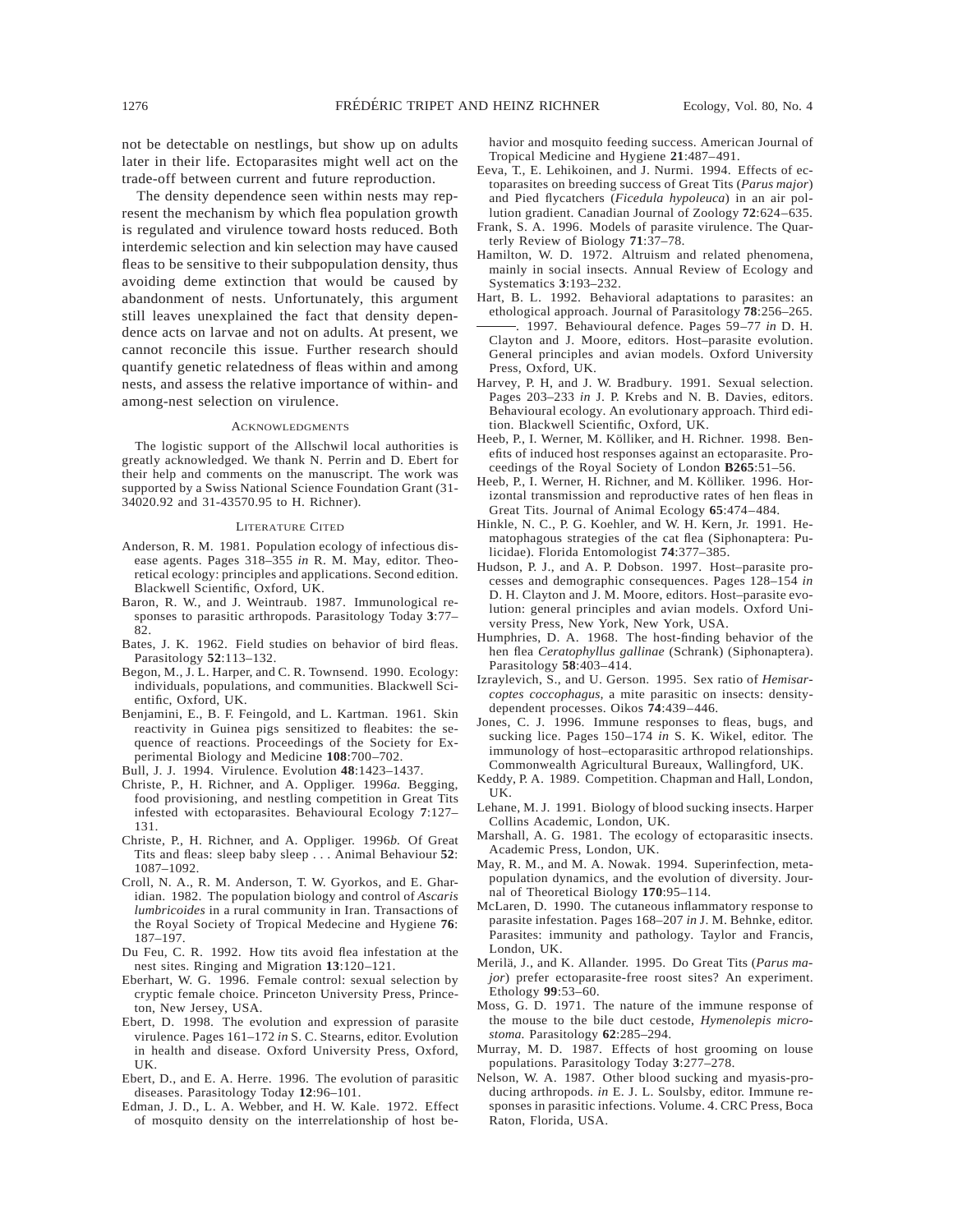not be detectable on nestlings, but show up on adults later in their life. Ectoparasites might well act on the trade-off between current and future reproduction.

The density dependence seen within nests may represent the mechanism by which flea population growth is regulated and virulence toward hosts reduced. Both interdemic selection and kin selection may have caused fleas to be sensitive to their subpopulation density, thus avoiding deme extinction that would be caused by abandonment of nests. Unfortunately, this argument still leaves unexplained the fact that density dependence acts on larvae and not on adults. At present, we cannot reconcile this issue. Further research should quantify genetic relatedness of fleas within and among nests, and assess the relative importance of within- and among-nest selection on virulence.

## Acknowledgments

The logistic support of the Allschwil local authorities is greatly acknowledged. We thank N. Perrin and D. Ebert for their help and comments on the manuscript. The work was supported by a Swiss National Science Foundation Grant (31-34020.92 and 31-43570.95 to H. Richner).

## Literature Cited

Anderson, R. M. 1981. Population ecology of infectious disease agents. Pages 318–355 *in* R. M. May, editor. Theoretical ecology: principles and applications. Second edition. Blackwell Scientific, Oxford, UK.

Baron, R. W., and J. Weintraub. 1987. Immunological responses to parasitic arthropods. Parasitology Today **3**:77–82.

Bates, J. K. 1962. Field studies on behavior of bird fleas. Parasitology **52**:113–132.

Begon, M., J. L. Harper, and C. R. Townsend. 1990. Ecology: individuals, populations, and communities. Blackwell Scientific, Oxford, UK.

Benjamini, E., B. F. Feingold, and L. Kartman. 1961. Skin reactivity in Guinea pigs sensitized to fleabites: the sequence of reactions. Proceedings of the Society for Experimental Biology and Medicine **108**:700–702.

Bull, J. J. 1994. Virulence. Evolution **48**:1423–1437.

Christe, P., H. Richner, and A. Oppliger. 1996*a*. Begging, food provisioning, and nestling competition in Great Tits infested with ectoparasites. Behavioural Ecology **7**:127–131.

Christe, P., H. Richner, and A. Oppliger. 1996*b*. Of Great Tits and fleas: sleep baby sleep . . . Animal Behaviour **52**: 1087–1092.

Croll, N. A., R. M. Anderson, T. W. Gyorkos, and E. Gharidian. 1982. The population biology and control of *Ascaris lumbricoides* in a rural community in Iran. Transactions of the Royal Society of Tropical Medecine and Hygiene **76**: 187–197.

Du Feu, C. R. 1992. How tits avoid flea infestation at the nest sites. Ringing and Migration **13**:120–121.

Eberhart, W. G. 1996. Female control: sexual selection by cryptic female choice. Princeton University Press, Princeton, New Jersey, USA.

Ebert, D. 1998. The evolution and expression of parasite virulence. Pages 161–172 *in* S. C. Stearns, editor. Evolution in health and disease. Oxford University Press, Oxford, UK.

Ebert, D., and E. A. Herre. 1996. The evolution of parasitic diseases. Parasitology Today **12**:96–101.

Edman, J. D., L. A. Webber, and H. W. Kale. 1972. Effect of mosquito density on the interrelationship of host behavior and mosquito feeding success. American Journal of Tropical Medicine and Hygiene **21**:487–491.

Eeva, T., E. Lehikoinen, and J. Nurmi. 1994. Effects of ectoparasites on breeding success of Great Tits (*Parus major*) and Pied flycatchers (*Ficedula hypoleuca*) in an air pollution gradient. Canadian Journal of Zoology **72**:624–635.

Frank, S. A. 1996. Models of parasite virulence. The Quarterly Review of Biology **71**:37–78.

Hamilton, W. D. 1972. Altruism and related phenomena, mainly in social insects. Annual Review of Ecology and Systematics **3**:193–232.

Hart, B. L. 1992. Behavioral adaptations to parasites: an ethological approach. Journal of Parasitology **78**:256–265.

———. 1997. Behavioural defence. Pages 59–77 *in* D. H. Clayton and J. Moore, editors. Host–parasite evolution. General principles and avian models. Oxford University Press, Oxford, UK.

Harvey, P. H, and J. W. Bradbury. 1991. Sexual selection. Pages 203–233 *in* J. P. Krebs and N. B. Davies, editors. Behavioural ecology. An evolutionary approach. Third edition. Blackwell Scientific, Oxford, UK.

Heeb, P., I. Werner, M. Kölliker, and H. Richner. 1998. Benefits of induced host responses against an ectoparasite. Proceedings of the Royal Society of London **B265**:51–56.

Heeb, P., I. Werner, H. Richner, and M. Kölliker. 1996. Horizontal transmission and reproductive rates of hen fleas in Great Tits. Journal of Animal Ecology **65**:474–484.

Hinkle, N. C., P. G. Koehler, and W. H. Kern, Jr. 1991. Hematophagous strategies of the cat flea (Siphonaptera: Pulicidae). Florida Entomologist **74**:377–385.

Hudson, P. J., and A. P. Dobson. 1997. Host–parasite processes and demographic consequences. Pages 128–154 *in* D. H. Clayton and J. M. Moore, editors. Host–parasite evolution: general principles and avian models. Oxford University Press, New York, New York, USA.

Humphries, D. A. 1968. The host-finding behavior of the hen flea *Ceratophyllus gallinae* (Schrank) (Siphonaptera). Parasitology **58**:403–414.

Izraylevich, S., and U. Gerson. 1995. Sex ratio of *Hemisarcoptes coccophagus,* a mite parasitic on insects: density-dependent processes. Oikos **74**:439–446.

Jones, C. J. 1996. Immune responses to fleas, bugs, and sucking lice. Pages 150–174 *in* S. K. Wikel, editor. The immunology of host–ectoparasitic arthropod relationships. Commonwealth Agricultural Bureaux, Wallingford, UK.

Keddy, P. A. 1989. Competition. Chapman and Hall, London, UK.

Lehane, M. J. 1991. Biology of blood sucking insects. Harper Collins Academic, London, UK.

Marshall, A. G. 1981. The ecology of ectoparasitic insects. Academic Press, London, UK.

May, R. M., and M. A. Nowak. 1994. Superinfection, metapopulation dynamics, and the evolution of diversity. Journal of Theoretical Biology **170**:95–114.

McLaren, D. 1990. The cutaneous inflammatory response to parasite infestation. Pages 168–207 *in* J. M. Behnke, editor. Parasites: immunity and pathology. Taylor and Francis, London, UK.

Merilä, J., and K. Allander. 1995. Do Great Tits (*Parus major*) prefer ectoparasite-free roost sites? An experiment. Ethology **99**:53–60.

Moss, G. D. 1971. The nature of the immune response of the mouse to the bile duct cestode, *Hymenolepis microstoma.* Parasitology **62**:285–294.

Murray, M. D. 1987. Effects of host grooming on louse populations. Parasitology Today **3**:277–278.

Nelson, W. A. 1987. Other blood sucking and myasis-producing arthropods. *in* E. J. L. Soulsby, editor. Immune responses in parasitic infections. Volume. 4. CRC Press, Boca Raton, Florida, USA.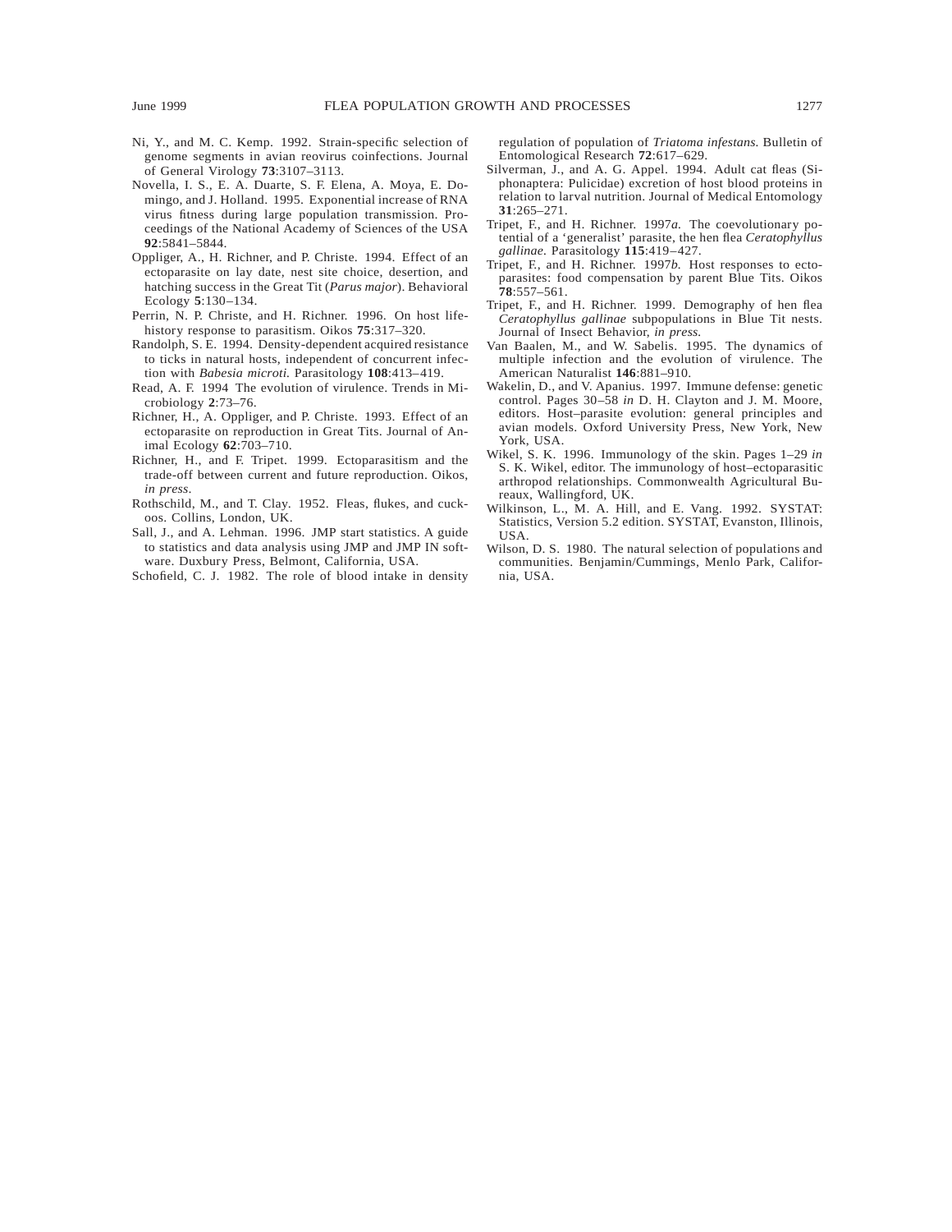Ni, Y., and M. C. Kemp. 1992. Strain-specific selection of genome segments in avian reovirus coinfections. Journal of General Virology **73**:3107–3113.

Novella, I. S., E. A. Duarte, S. F. Elena, A. Moya, E. Domingo, and J. Holland. 1995. Exponential increase of RNA virus fitness during large population transmission. Proceedings of the National Academy of Sciences of the USA **92**:5841–5844.

Oppliger, A., H. Richner, and P. Christe. 1994. Effect of an ectoparasite on lay date, nest site choice, desertion, and hatching success in the Great Tit (*Parus major*). Behavioral Ecology **5**:130–134.

Perrin, N. P. Christe, and H. Richner. 1996. On host life-history response to parasitism. Oikos **75**:317–320.

Randolph, S. E. 1994. Density-dependent acquired resistance to ticks in natural hosts, independent of concurrent infection with *Babesia microti.* Parasitology **108**:413–419.

Read, A. F. 1994 The evolution of virulence. Trends in Microbiology **2**:73–76.

Richner, H., A. Oppliger, and P. Christe. 1993. Effect of an ectoparasite on reproduction in Great Tits. Journal of Animal Ecology **62**:703–710.

Richner, H., and F. Tripet. 1999. Ectoparasitism and the trade-off between current and future reproduction. Oikos, *in press.*

Rothschild, M., and T. Clay. 1952. Fleas, flukes, and cuckoos. Collins, London, UK.

Sall, J., and A. Lehman. 1996. JMP start statistics. A guide to statistics and data analysis using JMP and JMP IN software. Duxbury Press, Belmont, California, USA.

Schofield, C. J. 1982. The role of blood intake in density regulation of population of *Triatoma infestans.* Bulletin of Entomological Research **72**:617–629.

Silverman, J., and A. G. Appel. 1994. Adult cat fleas (Siphonaptera: Pulicidae) excretion of host blood proteins in relation to larval nutrition. Journal of Medical Entomology **31**:265–271.

Tripet, F., and H. Richner. 1997*a.* The coevolutionary potential of a 'generalist' parasite, the hen flea *Ceratophyllus gallinae.* Parasitology **115**:419–427.

Tripet, F., and H. Richner. 1997*b.* Host responses to ectoparasites: food compensation by parent Blue Tits. Oikos **78**:557–561.

Tripet, F., and H. Richner. 1999. Demography of hen flea *Ceratophyllus gallinae* subpopulations in Blue Tit nests. Journal of Insect Behavior, *in press.*

Van Baalen, M., and W. Sabelis. 1995. The dynamics of multiple infection and the evolution of virulence. The American Naturalist **146**:881–910.

Wakelin, D., and V. Apanius. 1997. Immune defense: genetic control. Pages 30–58 *in* D. H. Clayton and J. M. Moore, editors. Host–parasite evolution: general principles and avian models. Oxford University Press, New York, New York, USA.

Wikel, S. K. 1996. Immunology of the skin. Pages 1–29 *in* S. K. Wikel, editor. The immunology of host–ectoparasitic arthropod relationships. Commonwealth Agricultural Bureaux, Wallingford, UK.

Wilkinson, L., M. A. Hill, and E. Vang. 1992. SYSTAT: Statistics, Version 5.2 edition. SYSTAT, Evanston, Illinois, USA.

Wilson, D. S. 1980. The natural selection of populations and communities. Benjamin/Cummings, Menlo Park, California, USA.